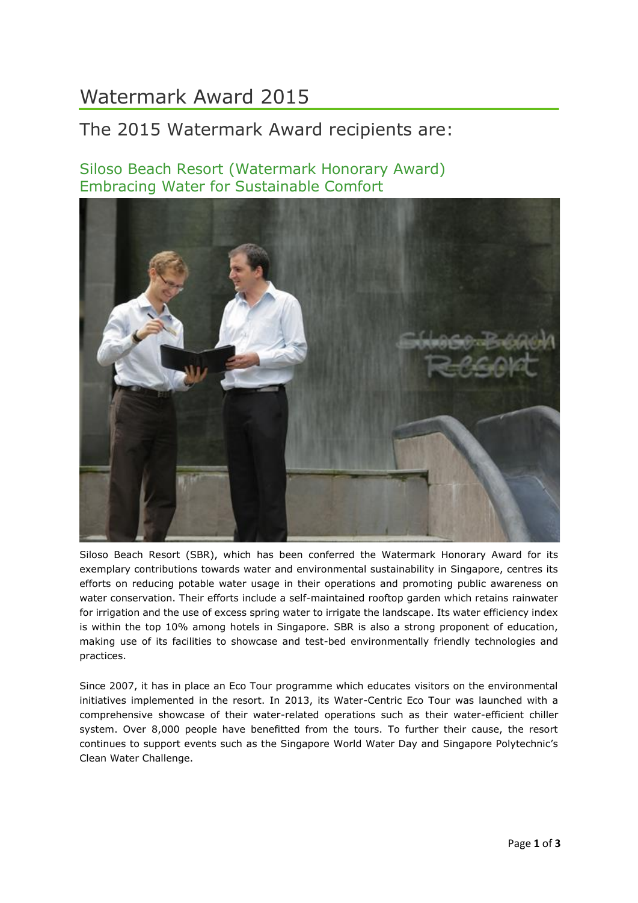# Watermark Award 2015

## The 2015 Watermark Award recipients are:

### Siloso Beach Resort (Watermark Honorary Award)
### Embracing Water for Sustainable Comfort

Siloso Beach Resort (SBR), which has been conferred the Watermark Honorary Award for its exemplary contributions towards water and environmental sustainability in Singapore, centres its efforts on reducing potable water usage in their operations and promoting public awareness on water conservation. Their efforts include a self-maintained rooftop garden which retains rainwater for irrigation and the use of excess spring water to irrigate the landscape. Its water efficiency index is within the top 10% among hotels in Singapore. SBR is also a strong proponent of education, making use of its facilities to showcase and test-bed environmentally friendly technologies and practices.

Since 2007, it has in place an Eco Tour programme which educates visitors on the environmental initiatives implemented in the resort. In 2013, its Water-Centric Eco Tour was launched with a comprehensive showcase of their water-related operations such as their water-efficient chiller system. Over 8,000 people have benefitted from the tours. To further their cause, the resort continues to support events such as the Singapore World Water Day and Singapore Polytechnic's Clean Water Challenge.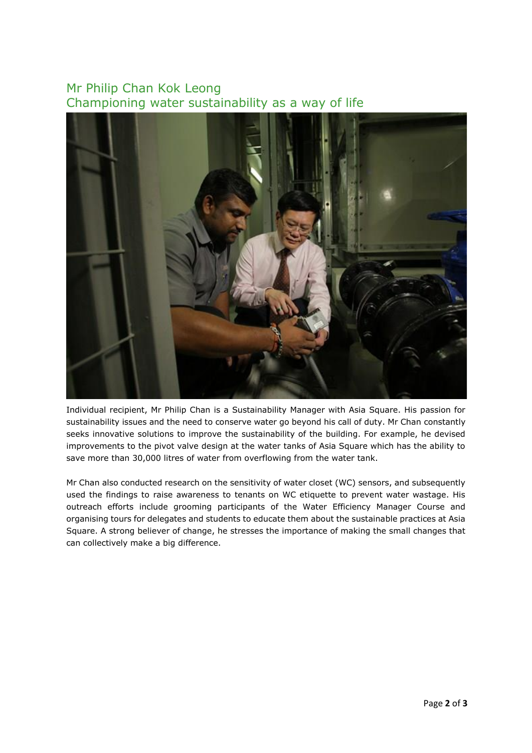## Mr Philip Chan Kok Leong
## Championing water sustainability as a way of life

Individual recipient, Mr Philip Chan is a Sustainability Manager with Asia Square. His passion for sustainability issues and the need to conserve water go beyond his call of duty. Mr Chan constantly seeks innovative solutions to improve the sustainability of the building. For example, he devised improvements to the pivot valve design at the water tanks of Asia Square which has the ability to save more than 30,000 litres of water from overflowing from the water tank.

Mr Chan also conducted research on the sensitivity of water closet (WC) sensors, and subsequently used the findings to raise awareness to tenants on WC etiquette to prevent water wastage. His outreach efforts include grooming participants of the Water Efficiency Manager Course and organising tours for delegates and students to educate them about the sustainable practices at Asia Square. A strong believer of change, he stresses the importance of making the small changes that can collectively make a big difference.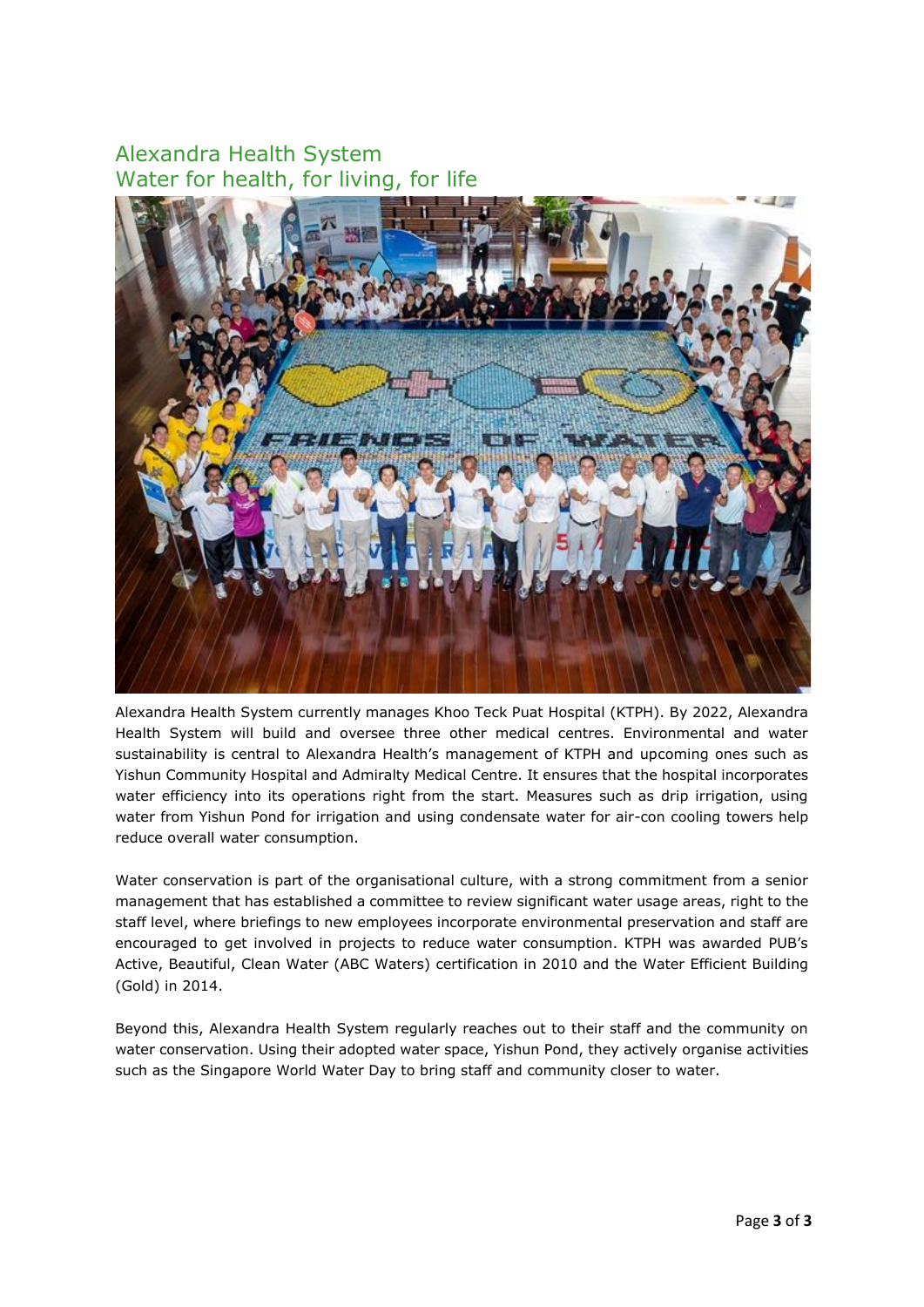## Alexandra Health System
## Water for health, for living, for life

Alexandra Health System currently manages Khoo Teck Puat Hospital (KTPH). By 2022, Alexandra Health System will build and oversee three other medical centres. Environmental and water sustainability is central to Alexandra Health's management of KTPH and upcoming ones such as Yishun Community Hospital and Admiralty Medical Centre. It ensures that the hospital incorporates water efficiency into its operations right from the start. Measures such as drip irrigation, using water from Yishun Pond for irrigation and using condensate water for air-con cooling towers help reduce overall water consumption.

Water conservation is part of the organisational culture, with a strong commitment from a senior management that has established a committee to review significant water usage areas, right to the staff level, where briefings to new employees incorporate environmental preservation and staff are encouraged to get involved in projects to reduce water consumption. KTPH was awarded PUB's Active, Beautiful, Clean Water (ABC Waters) certification in 2010 and the Water Efficient Building (Gold) in 2014.

Beyond this, Alexandra Health System regularly reaches out to their staff and the community on water conservation. Using their adopted water space, Yishun Pond, they actively organise activities such as the Singapore World Water Day to bring staff and community closer to water.